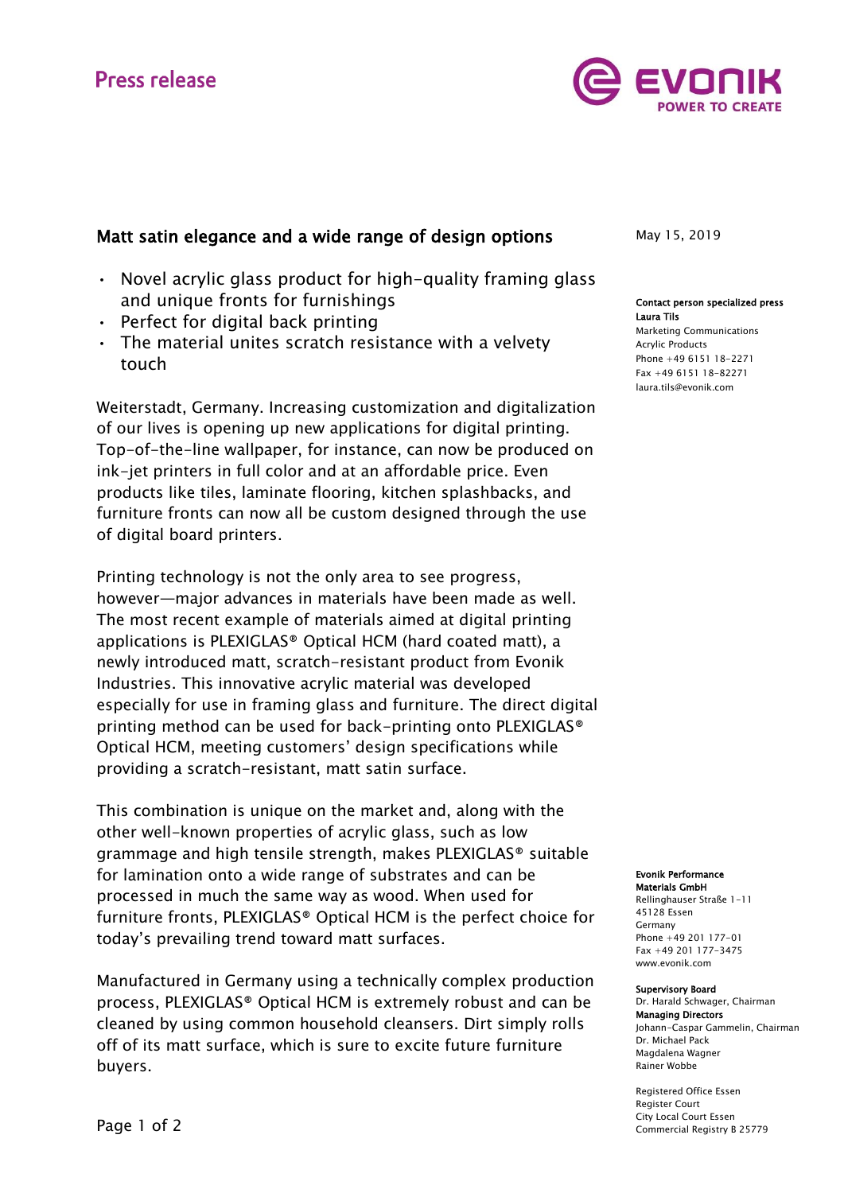Press release

# Matt satin elegance and a wide range of design options

May 15, 2019

- Novel acrylic glass product for high-quality framing glass and unique fronts for furnishings
- Perfect for digital back printing
- The material unites scratch resistance with a velvety touch

Weiterstadt, Germany. Increasing customization and digitalization of our lives is opening up new applications for digital printing. Top-of-the-line wallpaper, for instance, can now be produced on ink-jet printers in full color and at an affordable price. Even products like tiles, laminate flooring, kitchen splashbacks, and furniture fronts can now all be custom designed through the use of digital board printers.

Printing technology is not the only area to see progress, however—major advances in materials have been made as well. The most recent example of materials aimed at digital printing applications is PLEXIGLAS® Optical HCM (hard coated matt), a newly introduced matt, scratch-resistant product from Evonik Industries. This innovative acrylic material was developed especially for use in framing glass and furniture. The direct digital printing method can be used for back-printing onto PLEXIGLAS® Optical HCM, meeting customers' design specifications while providing a scratch-resistant, matt satin surface.

This combination is unique on the market and, along with the other well-known properties of acrylic glass, such as low grammage and high tensile strength, makes PLEXIGLAS® suitable for lamination onto a wide range of substrates and can be processed in much the same way as wood. When used for furniture fronts, PLEXIGLAS® Optical HCM is the perfect choice for today's prevailing trend toward matt surfaces.

Manufactured in Germany using a technically complex production process, PLEXIGLAS® Optical HCM is extremely robust and can be cleaned by using common household cleansers. Dirt simply rolls off of its matt surface, which is sure to excite future furniture buyers.

**Contact person specialized press**
**Laura Tils**
Marketing Communications
Acrylic Products
Phone +49 6151 18-2271
Fax +49 6151 18-82271
laura.tils@evonik.com

**Evonik Performance Materials GmbH**
Rellinghauser Straße 1-11
45128 Essen
Germany
Phone +49 201 177-01
Fax +49 201 177-3475
www.evonik.com

**Supervisory Board**
Dr. Harald Schwager, Chairman
**Managing Directors**
Johann-Caspar Gammelin, Chairman
Dr. Michael Pack
Magdalena Wagner
Rainer Wobbe

Registered Office Essen
Register Court
City Local Court Essen
Commercial Registry B 25779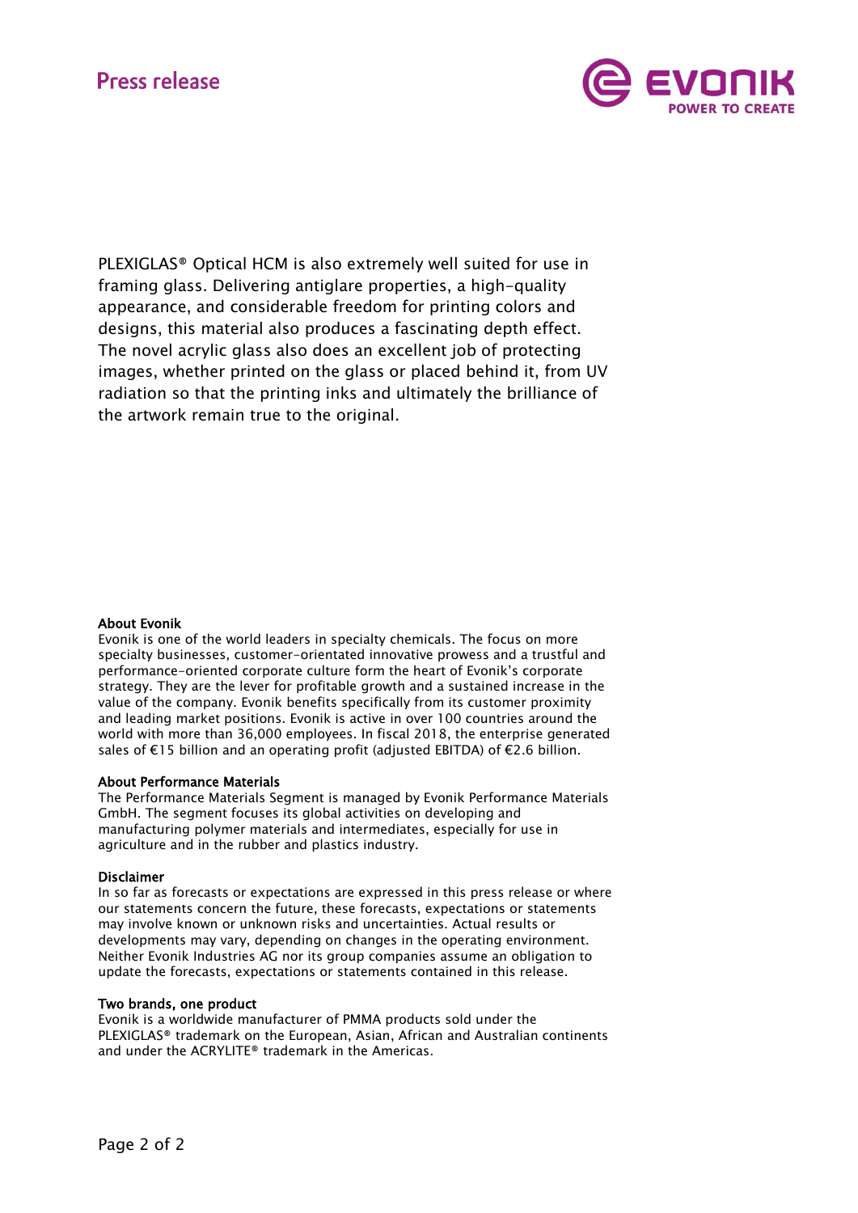PLEXIGLAS® Optical HCM is also extremely well suited for use in framing glass. Delivering antiglare properties, a high-quality appearance, and considerable freedom for printing colors and designs, this material also produces a fascinating depth effect. The novel acrylic glass also does an excellent job of protecting images, whether printed on the glass or placed behind it, from UV radiation so that the printing inks and ultimately the brilliance of the artwork remain true to the original.

**About Evonik**
Evonik is one of the world leaders in specialty chemicals. The focus on more specialty businesses, customer-orientated innovative prowess and a trustful and performance-oriented corporate culture form the heart of Evonik's corporate strategy. They are the lever for profitable growth and a sustained increase in the value of the company. Evonik benefits specifically from its customer proximity and leading market positions. Evonik is active in over 100 countries around the world with more than 36,000 employees. In fiscal 2018, the enterprise generated sales of €15 billion and an operating profit (adjusted EBITDA) of €2.6 billion.

**About Performance Materials**
The Performance Materials Segment is managed by Evonik Performance Materials GmbH. The segment focuses its global activities on developing and manufacturing polymer materials and intermediates, especially for use in agriculture and in the rubber and plastics industry.

**Disclaimer**
In so far as forecasts or expectations are expressed in this press release or where our statements concern the future, these forecasts, expectations or statements may involve known or unknown risks and uncertainties. Actual results or developments may vary, depending on changes in the operating environment. Neither Evonik Industries AG nor its group companies assume an obligation to update the forecasts, expectations or statements contained in this release.

**Two brands, one product**
Evonik is a worldwide manufacturer of PMMA products sold under the PLEXIGLAS® trademark on the European, Asian, African and Australian continents and under the ACRYLITE® trademark in the Americas.